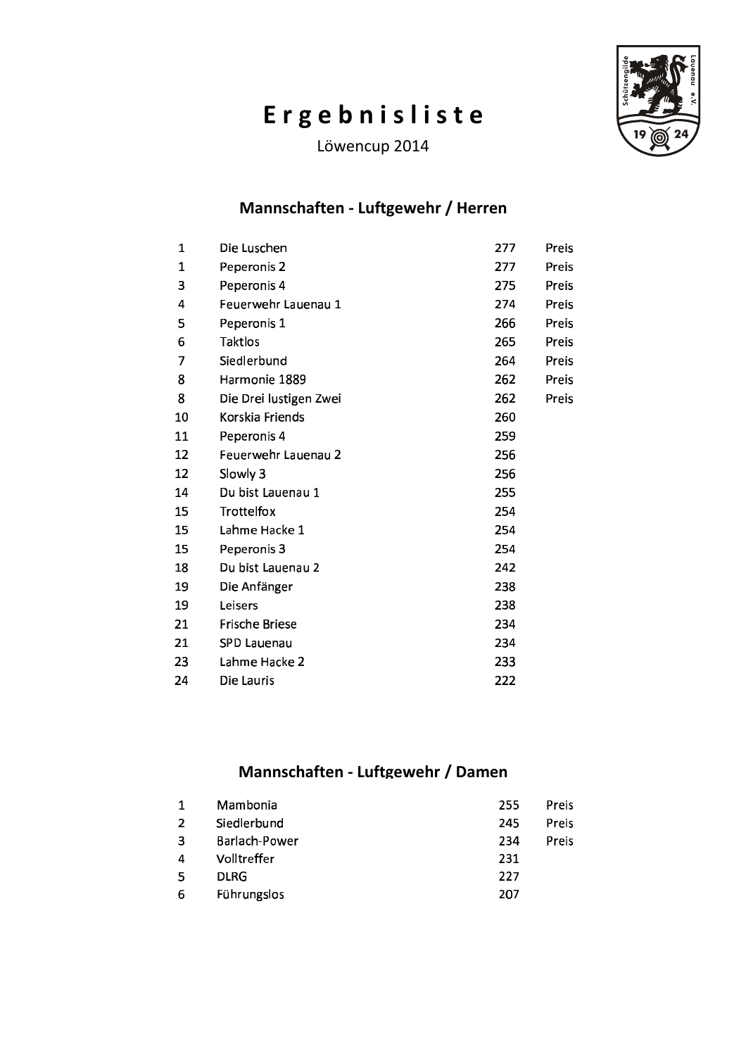# Ergebnisliste

Löwencup 2014

## Mannschaften - Luftgewehr / Herren

| | | | |
|---|---|---|---|
| 1 | Die Luschen | 277 | Preis |
| 1 | Peperonis 2 | 277 | Preis |
| 3 | Peperonis 4 | 275 | Preis |
| 4 | Feuerwehr Lauenau 1 | 274 | Preis |
| 5 | Peperonis 1 | 266 | Preis |
| 6 | Taktlos | 265 | Preis |
| 7 | Siedlerbund | 264 | Preis |
| 8 | Harmonie 1889 | 262 | Preis |
| 8 | Die Drei lustigen Zwei | 262 | Preis |
| 10 | Korskia Friends | 260 | |
| 11 | Peperonis 4 | 259 | |
| 12 | Feuerwehr Lauenau 2 | 256 | |
| 12 | Slowly 3 | 256 | |
| 14 | Du bist Lauenau 1 | 255 | |
| 15 | Trottelfox | 254 | |
| 15 | Lahme Hacke 1 | 254 | |
| 15 | Peperonis 3 | 254 | |
| 18 | Du bist Lauenau 2 | 242 | |
| 19 | Die Anfänger | 238 | |
| 19 | Leisers | 238 | |
| 21 | Frische Briese | 234 | |
| 21 | SPD Lauenau | 234 | |
| 23 | Lahme Hacke 2 | 233 | |
| 24 | Die Lauris | 222 | |

## Mannschaften - Luftgewehr / Damen

| | | | |
|---|---|---|---|
| 1 | Mambonia | 255 | Preis |
| 2 | Siedlerbund | 245 | Preis |
| 3 | Barlach-Power | 234 | Preis |
| 4 | Volltreffer | 231 | |
| 5 | DLRG | 227 | |
| 6 | Führungslos | 207 | |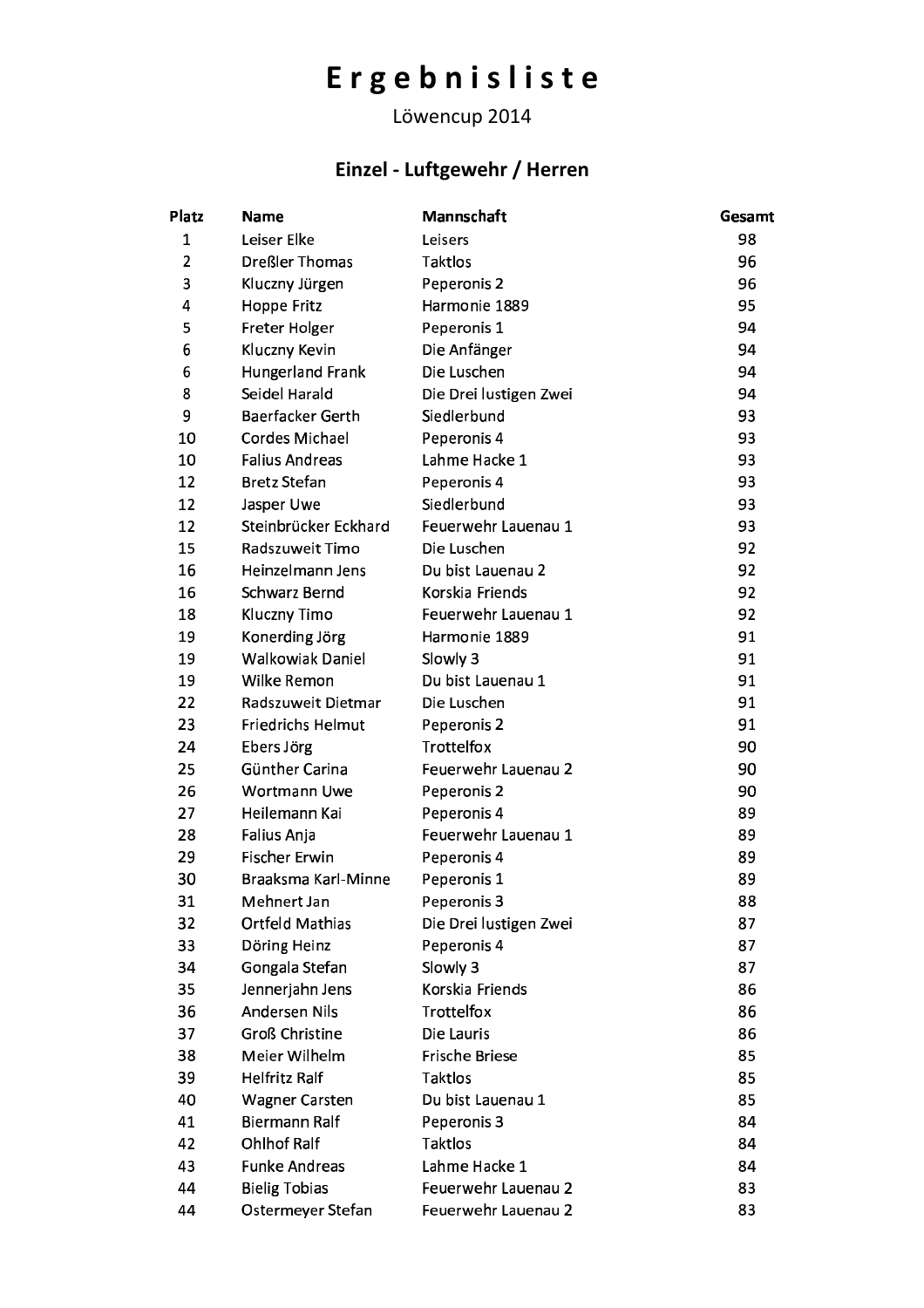# Ergebnisliste

Löwencup 2014

## Einzel - Luftgewehr / Herren

| Platz | Name | Mannschaft | Gesamt |
|---|---|---|---|
| 1 | Leiser Elke | Leisers | 98 |
| 2 | Dreßler Thomas | Taktlos | 96 |
| 3 | Kluczny Jürgen | Peperonis 2 | 96 |
| 4 | Hoppe Fritz | Harmonie 1889 | 95 |
| 5 | Freter Holger | Peperonis 1 | 94 |
| 6 | Kluczny Kevin | Die Anfänger | 94 |
| 6 | Hungerland Frank | Die Luschen | 94 |
| 8 | Seidel Harald | Die Drei lustigen Zwei | 94 |
| 9 | Baerfacker Gerth | Siedlerbund | 93 |
| 10 | Cordes Michael | Peperonis 4 | 93 |
| 10 | Falius Andreas | Lahme Hacke 1 | 93 |
| 12 | Bretz Stefan | Peperonis 4 | 93 |
| 12 | Jasper Uwe | Siedlerbund | 93 |
| 12 | Steinbrücker Eckhard | Feuerwehr Lauenau 1 | 93 |
| 15 | Radszuweit Timo | Die Luschen | 92 |
| 16 | Heinzelmann Jens | Du bist Lauenau 2 | 92 |
| 16 | Schwarz Bernd | Korskia Friends | 92 |
| 18 | Kluczny Timo | Feuerwehr Lauenau 1 | 92 |
| 19 | Konerding Jörg | Harmonie 1889 | 91 |
| 19 | Walkowiak Daniel | Slowly 3 | 91 |
| 19 | Wilke Remon | Du bist Lauenau 1 | 91 |
| 22 | Radszuweit Dietmar | Die Luschen | 91 |
| 23 | Friedrichs Helmut | Peperonis 2 | 91 |
| 24 | Ebers Jörg | Trottelfox | 90 |
| 25 | Günther Carina | Feuerwehr Lauenau 2 | 90 |
| 26 | Wortmann Uwe | Peperonis 2 | 90 |
| 27 | Heilemann Kai | Peperonis 4 | 89 |
| 28 | Falius Anja | Feuerwehr Lauenau 1 | 89 |
| 29 | Fischer Erwin | Peperonis 4 | 89 |
| 30 | Braaksma Karl-Minne | Peperonis 1 | 89 |
| 31 | Mehnert Jan | Peperonis 3 | 88 |
| 32 | Ortfeld Mathias | Die Drei lustigen Zwei | 87 |
| 33 | Döring Heinz | Peperonis 4 | 87 |
| 34 | Gongala Stefan | Slowly 3 | 87 |
| 35 | Jennerjahn Jens | Korskia Friends | 86 |
| 36 | Andersen Nils | Trottelfox | 86 |
| 37 | Groß Christine | Die Lauris | 86 |
| 38 | Meier Wilhelm | Frische Briese | 85 |
| 39 | Helfritz Ralf | Taktlos | 85 |
| 40 | Wagner Carsten | Du bist Lauenau 1 | 85 |
| 41 | Biermann Ralf | Peperonis 3 | 84 |
| 42 | Ohlhof Ralf | Taktlos | 84 |
| 43 | Funke Andreas | Lahme Hacke 1 | 84 |
| 44 | Bielig Tobias | Feuerwehr Lauenau 2 | 83 |
| 44 | Ostermeyer Stefan | Feuerwehr Lauenau 2 | 83 |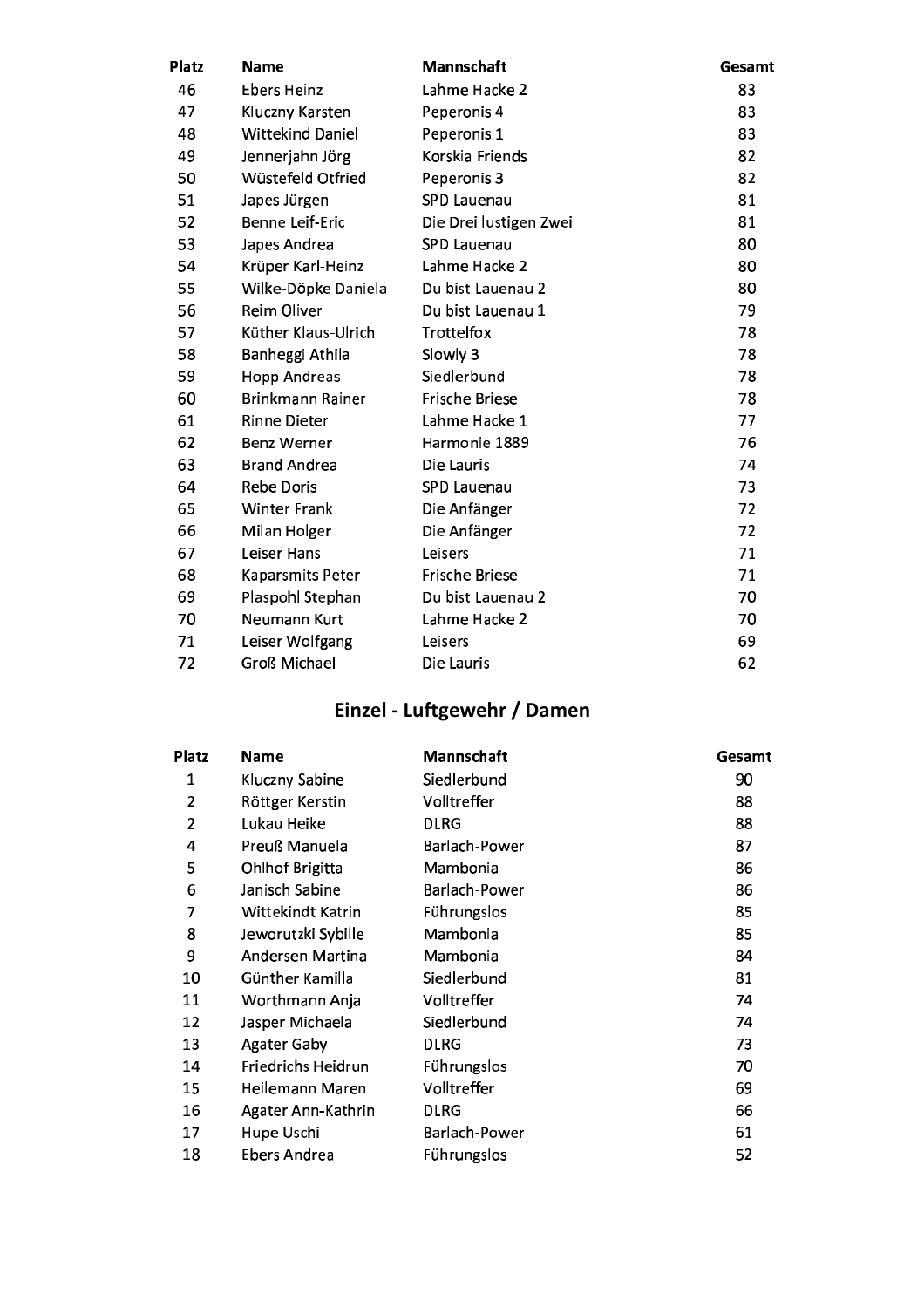| Platz | Name | Mannschaft | Gesamt |
|---|---|---|---|
| 46 | Ebers Heinz | Lahme Hacke 2 | 83 |
| 47 | Kluczny Karsten | Peperonis 4 | 83 |
| 48 | Wittekind Daniel | Peperonis 1 | 83 |
| 49 | Jennerjahn Jörg | Korskia Friends | 82 |
| 50 | Wüstefeld Otfried | Peperonis 3 | 82 |
| 51 | Japes Jürgen | SPD Lauenau | 81 |
| 52 | Benne Leif-Eric | Die Drei lustigen Zwei | 81 |
| 53 | Japes Andrea | SPD Lauenau | 80 |
| 54 | Krüper Karl-Heinz | Lahme Hacke 2 | 80 |
| 55 | Wilke-Döpke Daniela | Du bist Lauenau 2 | 80 |
| 56 | Reim Oliver | Du bist Lauenau 1 | 79 |
| 57 | Küther Klaus-Ulrich | Trottelfox | 78 |
| 58 | Banheggi Athila | Slowly 3 | 78 |
| 59 | Hopp Andreas | Siedlerbund | 78 |
| 60 | Brinkmann Rainer | Frische Briese | 78 |
| 61 | Rinne Dieter | Lahme Hacke 1 | 77 |
| 62 | Benz Werner | Harmonie 1889 | 76 |
| 63 | Brand Andrea | Die Lauris | 74 |
| 64 | Rebe Doris | SPD Lauenau | 73 |
| 65 | Winter Frank | Die Anfänger | 72 |
| 66 | Milan Holger | Die Anfänger | 72 |
| 67 | Leiser Hans | Leisers | 71 |
| 68 | Kaparsmits Peter | Frische Briese | 71 |
| 69 | Plaspohl Stephan | Du bist Lauenau 2 | 70 |
| 70 | Neumann Kurt | Lahme Hacke 2 | 70 |
| 71 | Leiser Wolfgang | Leisers | 69 |
| 72 | Groß Michael | Die Lauris | 62 |

## Einzel - Luftgewehr / Damen

| Platz | Name | Mannschaft | Gesamt |
|---|---|---|---|
| 1 | Kluczny Sabine | Siedlerbund | 90 |
| 2 | Röttger Kerstin | Volltreffer | 88 |
| 2 | Lukau Heike | DLRG | 88 |
| 4 | Preuß Manuela | Barlach-Power | 87 |
| 5 | Ohlhof Brigitta | Mambonia | 86 |
| 6 | Janisch Sabine | Barlach-Power | 86 |
| 7 | Wittekindt Katrin | Führungslos | 85 |
| 8 | Jeworutzki Sybille | Mambonia | 85 |
| 9 | Andersen Martina | Mambonia | 84 |
| 10 | Günther Kamilla | Siedlerbund | 81 |
| 11 | Worthmann Anja | Volltreffer | 74 |
| 12 | Jasper Michaela | Siedlerbund | 74 |
| 13 | Agater Gaby | DLRG | 73 |
| 14 | Friedrichs Heidrun | Führungslos | 70 |
| 15 | Heilemann Maren | Volltreffer | 69 |
| 16 | Agater Ann-Kathrin | DLRG | 66 |
| 17 | Hupe Uschi | Barlach-Power | 61 |
| 18 | Ebers Andrea | Führungslos | 52 |